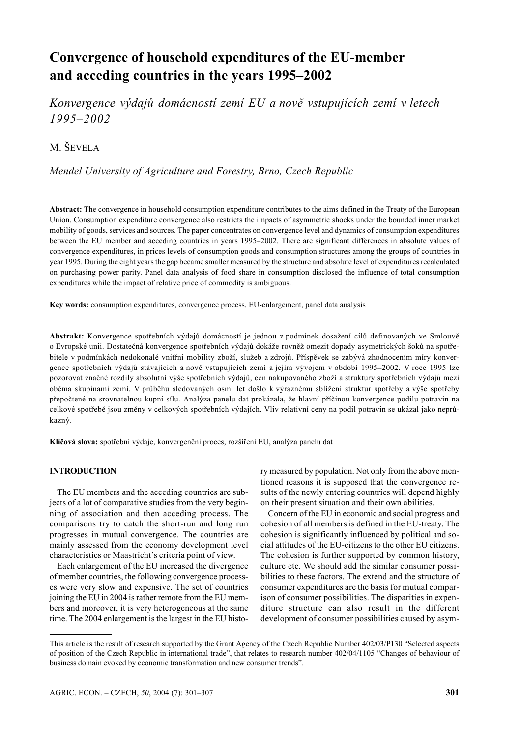# Convergence of household expenditures of the EU-member and acceding countries in the years 1995–2002

*Konvergence výdajů domácností zemí EU a nově vstupujících zemí v letech 1995–2002*

M. Ševela

*Mendel University of Agriculture and Forestry, Brno, Czech Republic*

**Abstract:** The convergence in household consumption expenditure contributes to the aims defined in the Treaty of the European Union. Consumption expenditure convergence also restricts the impacts of asymmetric shocks under the bounded inner market mobility of goods, services and sources. The paper concentrates on convergence level and dynamics of consumption expenditures between the EU member and acceding countries in years 1995–2002. There are significant differences in absolute values of convergence expenditures, in prices levels of consumption goods and consumption structures among the groups of countries in year 1995. During the eight years the gap became smaller measured by the structure and absolute level of expenditures recalculated on purchasing power parity. Panel data analysis of food share in consumption disclosed the influence of total consumption expenditures while the impact of relative price of commodity is ambiguous.

**Key words:** consumption expenditures, convergence process, EU-enlargement, panel data analysis

**Abstrakt:** Konvergence spotřebních výdajů domácností je jednou z podmínek dosažení cílů definovaných ve Smlouvě o Evropské unii. Dostatečná konvergence spotřebních výdajů dokáže rovněž omezit dopady asymetrických šoků na spotřebitele v podmínkách nedokonalé vnitřní mobility zboží, služeb a zdrojů. Příspěvek se zabývá zhodnocením míry konvergence spotřebních výdajů stávajících a nově vstupujících zemí a jejím vývojem v období 1995–2002. V roce 1995 lze pozorovat značné rozdíly absolutní výše spotřebních výdajů, cen nakupovaného zboží a struktury spotřebních výdajů mezi oběma skupinami zemí. V průběhu sledovaných osmi let došlo k výraznému sblížení struktur spotřeby a výše spotřeby přepočtené na srovnatelnou kupní sílu. Analýza panelu dat prokázala, že hlavní příčinou konvergence podílu potravin na celkové spotřebě jsou změny v celkových spotřebních výdajích. Vliv relativní ceny na podíl potravin se ukázal jako neprůkazný.

**Klíčová slova:** spotřební výdaje, konvergenční proces, rozšíření EU, analýza panelu dat

## INTRODUCTION

The EU members and the acceding countries are subjects of a lot of comparative studies from the very beginning of association and then acceding process. The comparisons try to catch the short-run and long run progresses in mutual convergence. The countries are mainly assessed from the economy development level characteristics or Maastricht's criteria point of view.

Each enlargement of the EU increased the divergence of member countries, the following convergence processes were very slow and expensive. The set of countries joining the EU in 2004 is rather remote from the EU members and moreover, it is very heterogeneous at the same time. The 2004 enlargement is the largest in the EU history measured by population. Not only from the above mentioned reasons it is supposed that the convergence results of the newly entering countries will depend highly on their present situation and their own abilities.

Concern of the EU in economic and social progress and cohesion of all members is defined in the EU-treaty. The cohesion is significantly influenced by political and social attitudes of the EU-citizens to the other EU citizens. The cohesion is further supported by common history, culture etc. We should add the similar consumer possibilities to these factors. The extend and the structure of consumer expenditures are the basis for mutual comparison of consumer possibilities. The disparities in expenditure structure can also result in the different development of consumer possibilities caused by asym-

---

This article is the result of research supported by the Grant Agency of the Czech Republic Number 402/03/P130 "Selected aspects of position of the Czech Republic in international trade", that relates to research number 402/04/1105 "Changes of behaviour of business domain evoked by economic transformation and new consumer trends".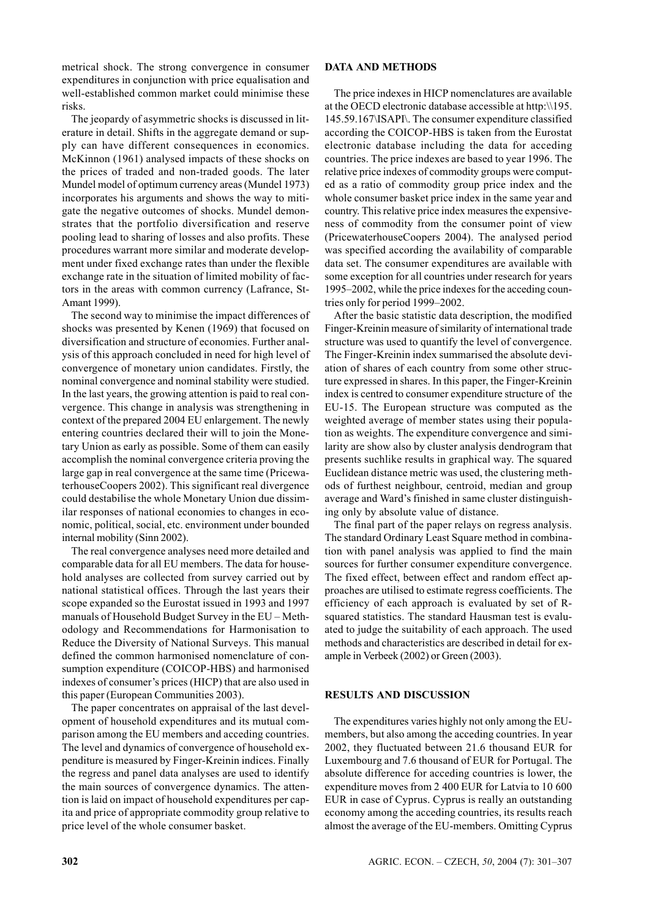metrical shock. The strong convergence in consumer expenditures in conjunction with price equalisation and well-established common market could minimise these risks.

The jeopardy of asymmetric shocks is discussed in literature in detail. Shifts in the aggregate demand or supply can have different consequences in economics. McKinnon (1961) analysed impacts of these shocks on the prices of traded and non-traded goods. The later Mundel model of optimum currency areas (Mundel 1973) incorporates his arguments and shows the way to mitigate the negative outcomes of shocks. Mundel demonstrates that the portfolio diversification and reserve pooling lead to sharing of losses and also profits. These procedures warrant more similar and moderate development under fixed exchange rates than under the flexible exchange rate in the situation of limited mobility of factors in the areas with common currency (Lafrance, St-Amant 1999).

The second way to minimise the impact differences of shocks was presented by Kenen (1969) that focused on diversification and structure of economies. Further analysis of this approach concluded in need for high level of convergence of monetary union candidates. Firstly, the nominal convergence and nominal stability were studied. In the last years, the growing attention is paid to real convergence. This change in analysis was strengthening in context of the prepared 2004 EU enlargement. The newly entering countries declared their will to join the Monetary Union as early as possible. Some of them can easily accomplish the nominal convergence criteria proving the large gap in real convergence at the same time (PricewaterhouseCoopers 2002). This significant real divergence could destabilise the whole Monetary Union due dissimilar responses of national economies to changes in economic, political, social, etc. environment under bounded internal mobility (Sinn 2002).

The real convergence analyses need more detailed and comparable data for all EU members. The data for household analyses are collected from survey carried out by national statistical offices. Through the last years their scope expanded so the Eurostat issued in 1993 and 1997 manuals of Household Budget Survey in the EU – Methodology and Recommendations for Harmonisation to Reduce the Diversity of National Surveys. This manual defined the common harmonised nomenclature of consumption expenditure (COICOP-HBS) and harmonised indexes of consumer's prices (HICP) that are also used in this paper (European Communities 2003).

The paper concentrates on appraisal of the last development of household expenditures and its mutual comparison among the EU members and acceding countries. The level and dynamics of convergence of household expenditure is measured by Finger-Kreinin indices. Finally the regress and panel data analyses are used to identify the main sources of convergence dynamics. The attention is laid on impact of household expenditures per capita and price of appropriate commodity group relative to price level of the whole consumer basket.

## DATA AND METHODS

The price indexes in HICP nomenclatures are available at the OECD electronic database accessible at http:\\195.145.59.167\ISAPI\. The consumer expenditure classified according the COICOP-HBS is taken from the Eurostat electronic database including the data for acceding countries. The price indexes are based to year 1996. The relative price indexes of commodity groups were computed as a ratio of commodity group price index and the whole consumer basket price index in the same year and country. This relative price index measures the expensiveness of commodity from the consumer point of view (PricewaterhouseCoopers 2004). The analysed period was specified according the availability of comparable data set. The consumer expenditures are available with some exception for all countries under research for years 1995–2002, while the price indexes for the acceding countries only for period 1999–2002.

After the basic statistic data description, the modified Finger-Kreinin measure of similarity of international trade structure was used to quantify the level of convergence. The Finger-Kreinin index summarised the absolute deviation of shares of each country from some other structure expressed in shares. In this paper, the Finger-Kreinin index is centred to consumer expenditure structure of the EU-15. The European structure was computed as the weighted average of member states using their population as weights. The expenditure convergence and similarity are show also by cluster analysis dendrogram that presents suchlike results in graphical way. The squared Euclidean distance metric was used, the clustering methods of furthest neighbour, centroid, median and group average and Ward's finished in same cluster distinguishing only by absolute value of distance.

The final part of the paper relays on regress analysis. The standard Ordinary Least Square method in combination with panel analysis was applied to find the main sources for further consumer expenditure convergence. The fixed effect, between effect and random effect approaches are utilised to estimate regress coefficients. The efficiency of each approach is evaluated by set of R-squared statistics. The standard Hausman test is evaluated to judge the suitability of each approach. The used methods and characteristics are described in detail for example in Verbeek (2002) or Green (2003).

## RESULTS AND DISCUSSION

The expenditures varies highly not only among the EU-members, but also among the acceding countries. In year 2002, they fluctuated between 21.6 thousand EUR for Luxembourg and 7.6 thousand of EUR for Portugal. The absolute difference for acceding countries is lower, the expenditure moves from 2 400 EUR for Latvia to 10 600 EUR in case of Cyprus. Cyprus is really an outstanding economy among the acceding countries, its results reach almost the average of the EU-members. Omitting Cyprus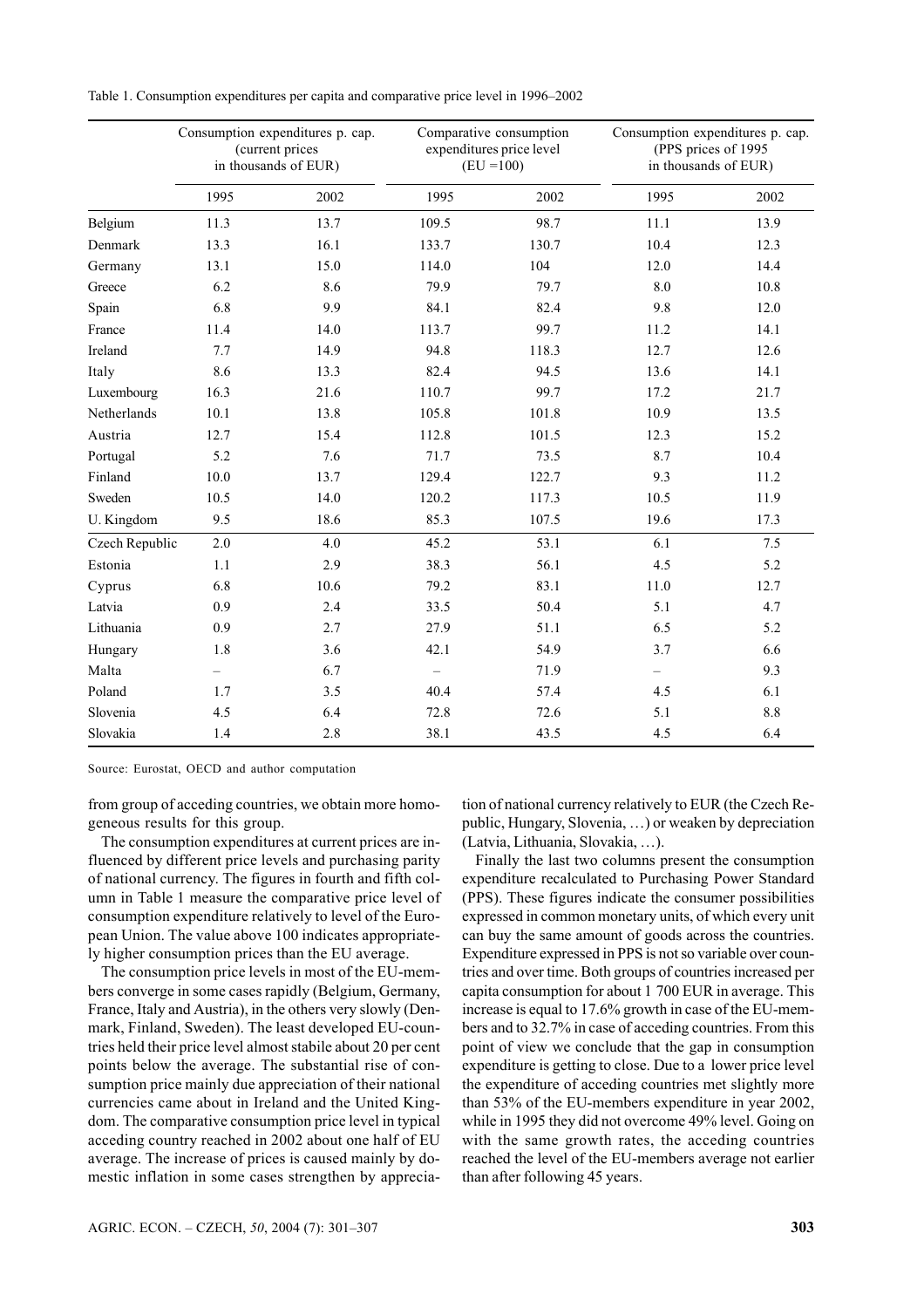Table 1. Consumption expenditures per capita and comparative price level in 1996–2002

| | Consumption expenditures p. cap. (current prices in thousands of EUR) | | Comparative consumption expenditures price level (EU =100) | | Consumption expenditures p. cap. (PPS prices of 1995 in thousands of EUR) | |
|---|---|---|---|---|---|---|
| | 1995 | 2002 | 1995 | 2002 | 1995 | 2002 |
| Belgium | 11.3 | 13.7 | 109.5 | 98.7 | 11.1 | 13.9 |
| Denmark | 13.3 | 16.1 | 133.7 | 130.7 | 10.4 | 12.3 |
| Germany | 13.1 | 15.0 | 114.0 | 104 | 12.0 | 14.4 |
| Greece | 6.2 | 8.6 | 79.9 | 79.7 | 8.0 | 10.8 |
| Spain | 6.8 | 9.9 | 84.1 | 82.4 | 9.8 | 12.0 |
| France | 11.4 | 14.0 | 113.7 | 99.7 | 11.2 | 14.1 |
| Ireland | 7.7 | 14.9 | 94.8 | 118.3 | 12.7 | 12.6 |
| Italy | 8.6 | 13.3 | 82.4 | 94.5 | 13.6 | 14.1 |
| Luxembourg | 16.3 | 21.6 | 110.7 | 99.7 | 17.2 | 21.7 |
| Netherlands | 10.1 | 13.8 | 105.8 | 101.8 | 10.9 | 13.5 |
| Austria | 12.7 | 15.4 | 112.8 | 101.5 | 12.3 | 15.2 |
| Portugal | 5.2 | 7.6 | 71.7 | 73.5 | 8.7 | 10.4 |
| Finland | 10.0 | 13.7 | 129.4 | 122.7 | 9.3 | 11.2 |
| Sweden | 10.5 | 14.0 | 120.2 | 117.3 | 10.5 | 11.9 |
| U. Kingdom | 9.5 | 18.6 | 85.3 | 107.5 | 19.6 | 17.3 |
| Czech Republic | 2.0 | 4.0 | 45.2 | 53.1 | 6.1 | 7.5 |
| Estonia | 1.1 | 2.9 | 38.3 | 56.1 | 4.5 | 5.2 |
| Cyprus | 6.8 | 10.6 | 79.2 | 83.1 | 11.0 | 12.7 |
| Latvia | 0.9 | 2.4 | 33.5 | 50.4 | 5.1 | 4.7 |
| Lithuania | 0.9 | 2.7 | 27.9 | 51.1 | 6.5 | 5.2 |
| Hungary | 1.8 | 3.6 | 42.1 | 54.9 | 3.7 | 6.6 |
| Malta | – | 6.7 | – | 71.9 | – | 9.3 |
| Poland | 1.7 | 3.5 | 40.4 | 57.4 | 4.5 | 6.1 |
| Slovenia | 4.5 | 6.4 | 72.8 | 72.6 | 5.1 | 8.8 |
| Slovakia | 1.4 | 2.8 | 38.1 | 43.5 | 4.5 | 6.4 |

Source: Eurostat, OECD and author computation

from group of acceding countries, we obtain more homogeneous results for this group.

The consumption expenditures at current prices are influenced by different price levels and purchasing parity of national currency. The figures in fourth and fifth column in Table 1 measure the comparative price level of consumption expenditure relatively to level of the European Union. The value above 100 indicates appropriately higher consumption prices than the EU average.

The consumption price levels in most of the EU-members converge in some cases rapidly (Belgium, Germany, France, Italy and Austria), in the others very slowly (Denmark, Finland, Sweden). The least developed EU-countries held their price level almost stabile about 20 per cent points below the average. The substantial rise of consumption price mainly due appreciation of their national currencies came about in Ireland and the United Kingdom. The comparative consumption price level in typical acceding country reached in 2002 about one half of EU average. The increase of prices is caused mainly by domestic inflation in some cases strengthen by appreciation of national currency relatively to EUR (the Czech Republic, Hungary, Slovenia, …) or weaken by depreciation (Latvia, Lithuania, Slovakia, …).

Finally the last two columns present the consumption expenditure recalculated to Purchasing Power Standard (PPS). These figures indicate the consumer possibilities expressed in common monetary units, of which every unit can buy the same amount of goods across the countries. Expenditure expressed in PPS is not so variable over countries and over time. Both groups of countries increased per capita consumption for about 1 700 EUR in average. This increase is equal to 17.6% growth in case of the EU-members and to 32.7% in case of acceding countries. From this point of view we conclude that the gap in consumption expenditure is getting to close. Due to a lower price level the expenditure of acceding countries met slightly more than 53% of the EU-members expenditure in year 2002, while in 1995 they did not overcome 49% level. Going on with the same growth rates, the acceding countries reached the level of the EU-members average not earlier than after following 45 years.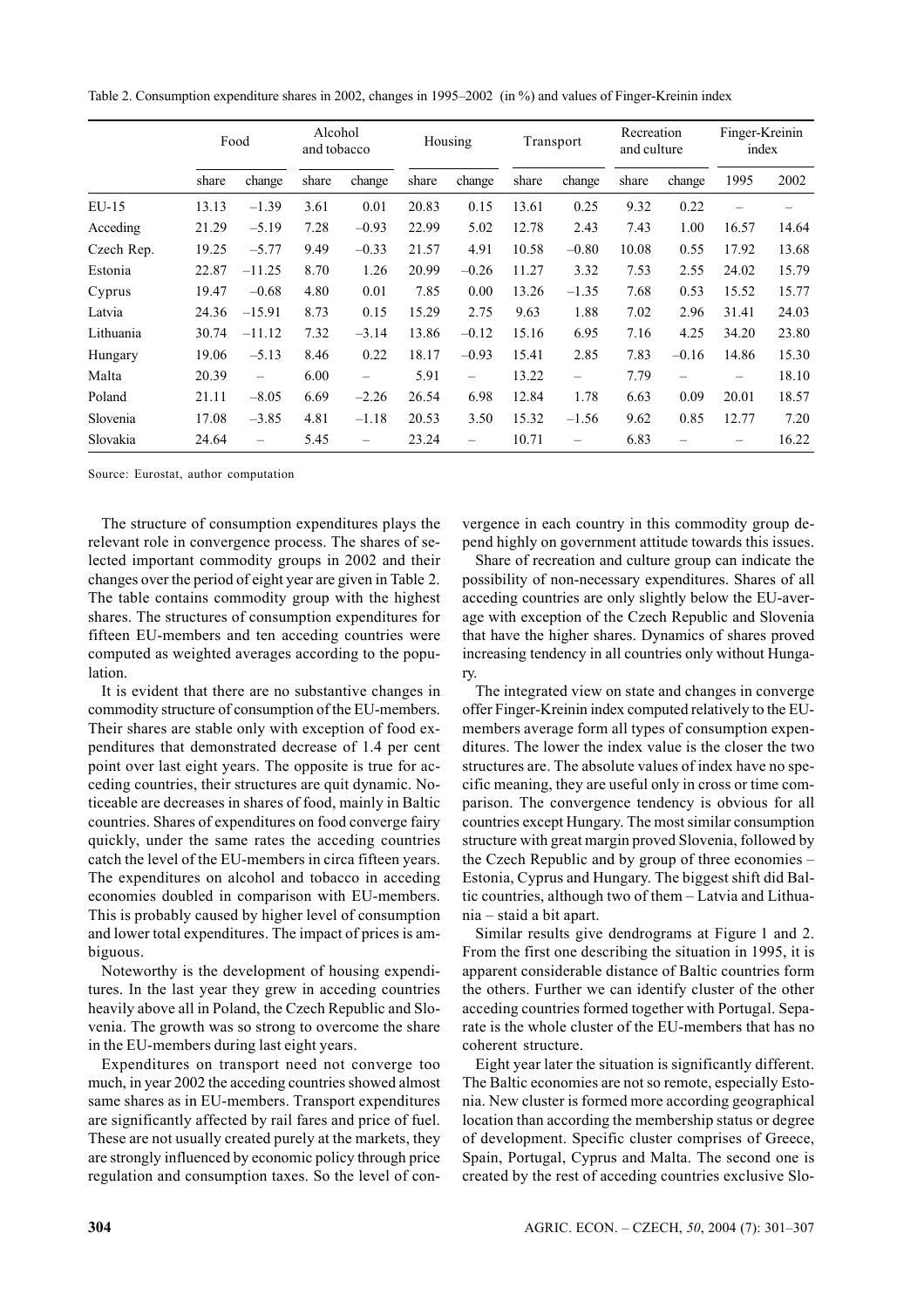Table 2. Consumption expenditure shares in 2002, changes in 1995–2002 (in %) and values of Finger-Kreinin index

| | Food | | Alcohol and tobacco | | Housing | | Transport | | Recreation and culture | | Finger-Kreinin index | |
|---|---|---|---|---|---|---|---|---|---|---|---|---|
| | share | change | share | change | share | change | share | change | share | change | 1995 | 2002 |
| EU-15 | 13.13 | –1.39 | 3.61 | 0.01 | 20.83 | 0.15 | 13.61 | 0.25 | 9.32 | 0.22 | – | – |
| Acceding | 21.29 | –5.19 | 7.28 | –0.93 | 22.99 | 5.02 | 12.78 | 2.43 | 7.43 | 1.00 | 16.57 | 14.64 |
| Czech Rep. | 19.25 | –5.77 | 9.49 | –0.33 | 21.57 | 4.91 | 10.58 | –0.80 | 10.08 | 0.55 | 17.92 | 13.68 |
| Estonia | 22.87 | –11.25 | 8.70 | 1.26 | 20.99 | –0.26 | 11.27 | 3.32 | 7.53 | 2.55 | 24.02 | 15.79 |
| Cyprus | 19.47 | –0.68 | 4.80 | 0.01 | 7.85 | 0.00 | 13.26 | –1.35 | 7.68 | 0.53 | 15.52 | 15.77 |
| Latvia | 24.36 | –15.91 | 8.73 | 0.15 | 15.29 | 2.75 | 9.63 | 1.88 | 7.02 | 2.96 | 31.41 | 24.03 |
| Lithuania | 30.74 | –11.12 | 7.32 | –3.14 | 13.86 | –0.12 | 15.16 | 6.95 | 7.16 | 4.25 | 34.20 | 23.80 |
| Hungary | 19.06 | –5.13 | 8.46 | 0.22 | 18.17 | –0.93 | 15.41 | 2.85 | 7.83 | –0.16 | 14.86 | 15.30 |
| Malta | 20.39 | – | 6.00 | – | 5.91 | – | 13.22 | – | 7.79 | – | – | 18.10 |
| Poland | 21.11 | –8.05 | 6.69 | –2.26 | 26.54 | 6.98 | 12.84 | 1.78 | 6.63 | 0.09 | 20.01 | 18.57 |
| Slovenia | 17.08 | –3.85 | 4.81 | –1.18 | 20.53 | 3.50 | 15.32 | –1.56 | 9.62 | 0.85 | 12.77 | 7.20 |
| Slovakia | 24.64 | – | 5.45 | – | 23.24 | – | 10.71 | – | 6.83 | – | – | 16.22 |

Source: Eurostat, author computation

The structure of consumption expenditures plays the relevant role in convergence process. The shares of selected important commodity groups in 2002 and their changes over the period of eight year are given in Table 2. The table contains commodity group with the highest shares. The structures of consumption expenditures for fifteen EU-members and ten acceding countries were computed as weighted averages according to the population.

It is evident that there are no substantive changes in commodity structure of consumption of the EU-members. Their shares are stable only with exception of food expenditures that demonstrated decrease of 1.4 per cent point over last eight years. The opposite is true for acceding countries, their structures are quit dynamic. Noticeable are decreases in shares of food, mainly in Baltic countries. Shares of expenditures on food converge fairy quickly, under the same rates the acceding countries catch the level of the EU-members in circa fifteen years. The expenditures on alcohol and tobacco in acceding economies doubled in comparison with EU-members. This is probably caused by higher level of consumption and lower total expenditures. The impact of prices is ambiguous.

Noteworthy is the development of housing expenditures. In the last year they grew in acceding countries heavily above all in Poland, the Czech Republic and Slovenia. The growth was so strong to overcome the share in the EU-members during last eight years.

Expenditures on transport need not converge too much, in year 2002 the acceding countries showed almost same shares as in EU-members. Transport expenditures are significantly affected by rail fares and price of fuel. These are not usually created purely at the markets, they are strongly influenced by economic policy through price regulation and consumption taxes. So the level of convergence in each country in this commodity group depend highly on government attitude towards this issues.

Share of recreation and culture group can indicate the possibility of non-necessary expenditures. Shares of all acceding countries are only slightly below the EU-average with exception of the Czech Republic and Slovenia that have the higher shares. Dynamics of shares proved increasing tendency in all countries only without Hungary.

The integrated view on state and changes in converge offer Finger-Kreinin index computed relatively to the EU-members average form all types of consumption expenditures. The lower the index value is the closer the two structures are. The absolute values of index have no specific meaning, they are useful only in cross or time comparison. The convergence tendency is obvious for all countries except Hungary. The most similar consumption structure with great margin proved Slovenia, followed by the Czech Republic and by group of three economies – Estonia, Cyprus and Hungary. The biggest shift did Baltic countries, although two of them – Latvia and Lithuania – staid a bit apart.

Similar results give dendrograms at Figure 1 and 2. From the first one describing the situation in 1995, it is apparent considerable distance of Baltic countries form the others. Further we can identify cluster of the other acceding countries formed together with Portugal. Separate is the whole cluster of the EU-members that has no coherent structure.

Eight year later the situation is significantly different. The Baltic economies are not so remote, especially Estonia. New cluster is formed more according geographical location than according the membership status or degree of development. Specific cluster comprises of Greece, Spain, Portugal, Cyprus and Malta. The second one is created by the rest of acceding countries exclusive Slo-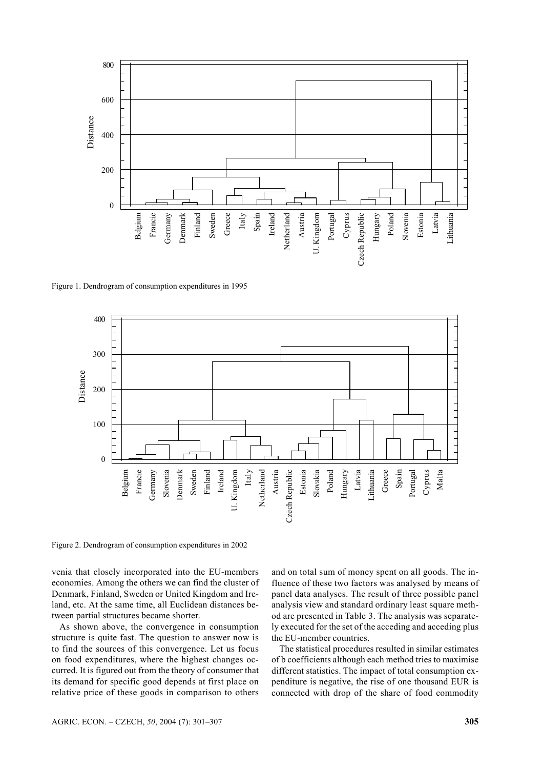Figure 1. Dendrogram of consumption expenditures in 1995

Figure 2. Dendrogram of consumption expenditures in 2002

venia that closely incorporated into the EU-members economies. Among the others we can find the cluster of Denmark, Finland, Sweden or United Kingdom and Ireland, etc. At the same time, all Euclidean distances between partial structures became shorter.

As shown above, the convergence in consumption structure is quite fast. The question to answer now is to find the sources of this convergence. Let us focus on food expenditures, where the highest changes occurred. It is figured out from the theory of consumer that its demand for specific good depends at first place on relative price of these goods in comparison to others and on total sum of money spent on all goods. The influence of these two factors was analysed by means of panel data analyses. The result of three possible panel analysis view and standard ordinary least square method are presented in Table 3. The analysis was separately executed for the set of the acceding and acceding plus the EU-member countries.

The statistical procedures resulted in similar estimates of b coefficients although each method tries to maximise different statistics. The impact of total consumption expenditure is negative, the rise of one thousand EUR is connected with drop of the share of food commodity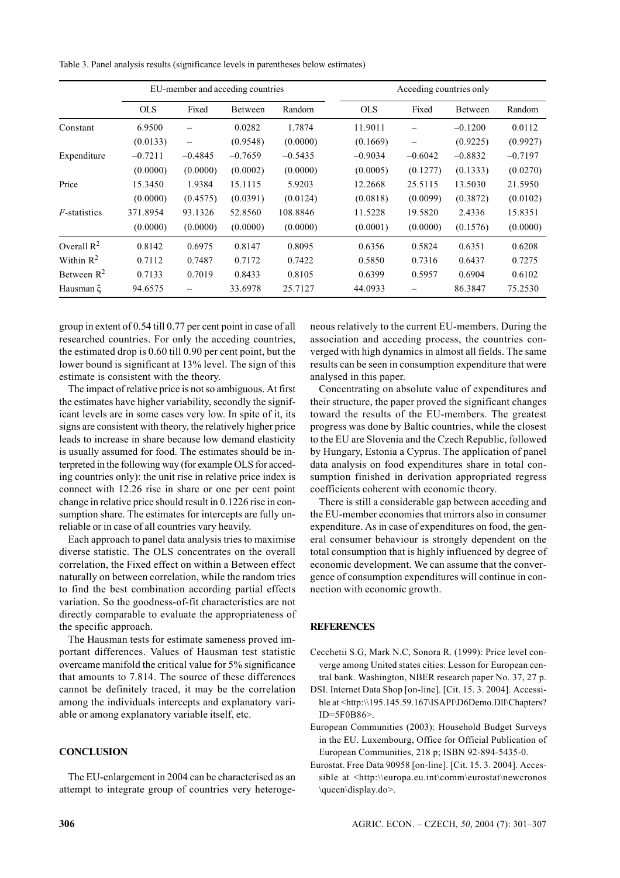Table 3. Panel analysis results (significance levels in parentheses below estimates)

| | EU-member and acceding countries | | | | Acceding countries only | | | |
|---|---|---|---|---|---|---|---|---|
| | OLS | Fixed | Between | Random | OLS | Fixed | Between | Random |
| Constant | 6.9500 | – | 0.0282 | 1.7874 | 11.9011 | – | –0.1200 | 0.0112 |
| | (0.0133) | – | (0.9548) | (0.0000) | (0.1669) | – | (0.9225) | (0.9927) |
| Expenditure | –0.7211 | –0.4845 | –0.7659 | –0.5435 | –0.9034 | –0.6042 | –0.8832 | –0.7197 |
| | (0.0000) | (0.0000) | (0.0002) | (0.0000) | (0.0005) | (0.1277) | (0.1333) | (0.0270) |
| Price | 15.3450 | 1.9384 | 15.1115 | 5.9203 | 12.2668 | 25.5115 | 13.5030 | 21.5950 |
| | (0.0000) | (0.4575) | (0.0391) | (0.0124) | (0.0818) | (0.0099) | (0.3872) | (0.0102) |
| *F*-statistics | 371.8954 | 93.1326 | 52.8560 | 108.8846 | 11.5228 | 19.5820 | 2.4336 | 15.8351 |
| | (0.0000) | (0.0000) | (0.0000) | (0.0000) | (0.0001) | (0.0000) | (0.1576) | (0.0000) |
| Overall $R^2$ | 0.8142 | 0.6975 | 0.8147 | 0.8095 | 0.6356 | 0.5824 | 0.6351 | 0.6208 |
| Within $R^2$ | 0.7112 | 0.7487 | 0.7172 | 0.7422 | 0.5850 | 0.7316 | 0.6437 | 0.7275 |
| Between $R^2$ | 0.7133 | 0.7019 | 0.8433 | 0.8105 | 0.6399 | 0.5957 | 0.6904 | 0.6102 |
| Hausman $\xi$ | 94.6575 | – | 33.6978 | 25.7127 | 44.0933 | – | 86.3847 | 75.2530 |

group in extent of 0.54 till 0.77 per cent point in case of all researched countries. For only the acceding countries, the estimated drop is 0.60 till 0.90 per cent point, but the lower bound is significant at 13% level. The sign of this estimate is consistent with the theory.

The impact of relative price is not so ambiguous. At first the estimates have higher variability, secondly the significant levels are in some cases very low. In spite of it, its signs are consistent with theory, the relatively higher price leads to increase in share because low demand elasticity is usually assumed for food. The estimates should be interpreted in the following way (for example OLS for acceding countries only): the unit rise in relative price index is connect with 12.26 rise in share or one per cent point change in relative price should result in 0.1226 rise in consumption share. The estimates for intercepts are fully unreliable or in case of all countries vary heavily.

Each approach to panel data analysis tries to maximise diverse statistic. The OLS concentrates on the overall correlation, the Fixed effect on within a Between effect naturally on between correlation, while the random tries to find the best combination according partial effects variation. So the goodness-of-fit characteristics are not directly comparable to evaluate the appropriateness of the specific approach.

The Hausman tests for estimate sameness proved important differences. Values of Hausman test statistic overcame manifold the critical value for 5% significance that amounts to 7.814. The source of these differences cannot be definitely traced, it may be the correlation among the individuals intercepts and explanatory variable or among explanatory variable itself, etc.

## CONCLUSION

The EU-enlargement in 2004 can be characterised as an attempt to integrate group of countries very heterogeneous relatively to the current EU-members. During the association and acceding process, the countries converged with high dynamics in almost all fields. The same results can be seen in consumption expenditure that were analysed in this paper.

Concentrating on absolute value of expenditures and their structure, the paper proved the significant changes toward the results of the EU-members. The greatest progress was done by Baltic countries, while the closest to the EU are Slovenia and the Czech Republic, followed by Hungary, Estonia a Cyprus. The application of panel data analysis on food expenditures share in total consumption finished in derivation appropriated regress coefficients coherent with economic theory.

There is still a considerable gap between acceding and the EU-member economies that mirrors also in consumer expenditure. As in case of expenditures on food, the general consumer behaviour is strongly dependent on the total consumption that is highly influenced by degree of economic development. We can assume that the convergence of consumption expenditures will continue in connection with economic growth.

## REFERENCES

Cecchetii S.G, Mark N.C, Sonora R. (1999): Price level converge among United states cities: Lesson for European central bank. Washington, NBER research paper No. 37, 27 p.

DSI. Internet Data Shop [on-line]. [Cit. 15. 3. 2004]. Accessible at <http:\\195.145.59.167\ISAPI\D6Demo.Dll\Chapters?ID=5F0B86>.

European Communities (2003): Household Budget Surveys in the EU. Luxembourg, Office for Official Publication of European Communities, 218 p; ISBN 92-894-5435-0.

Eurostat. Free Data 90958 [on-line]. [Cit. 15. 3. 2004]. Accessible at <http:\\europa.eu.int\comm\eurostat\newcronos\queen\display.do>.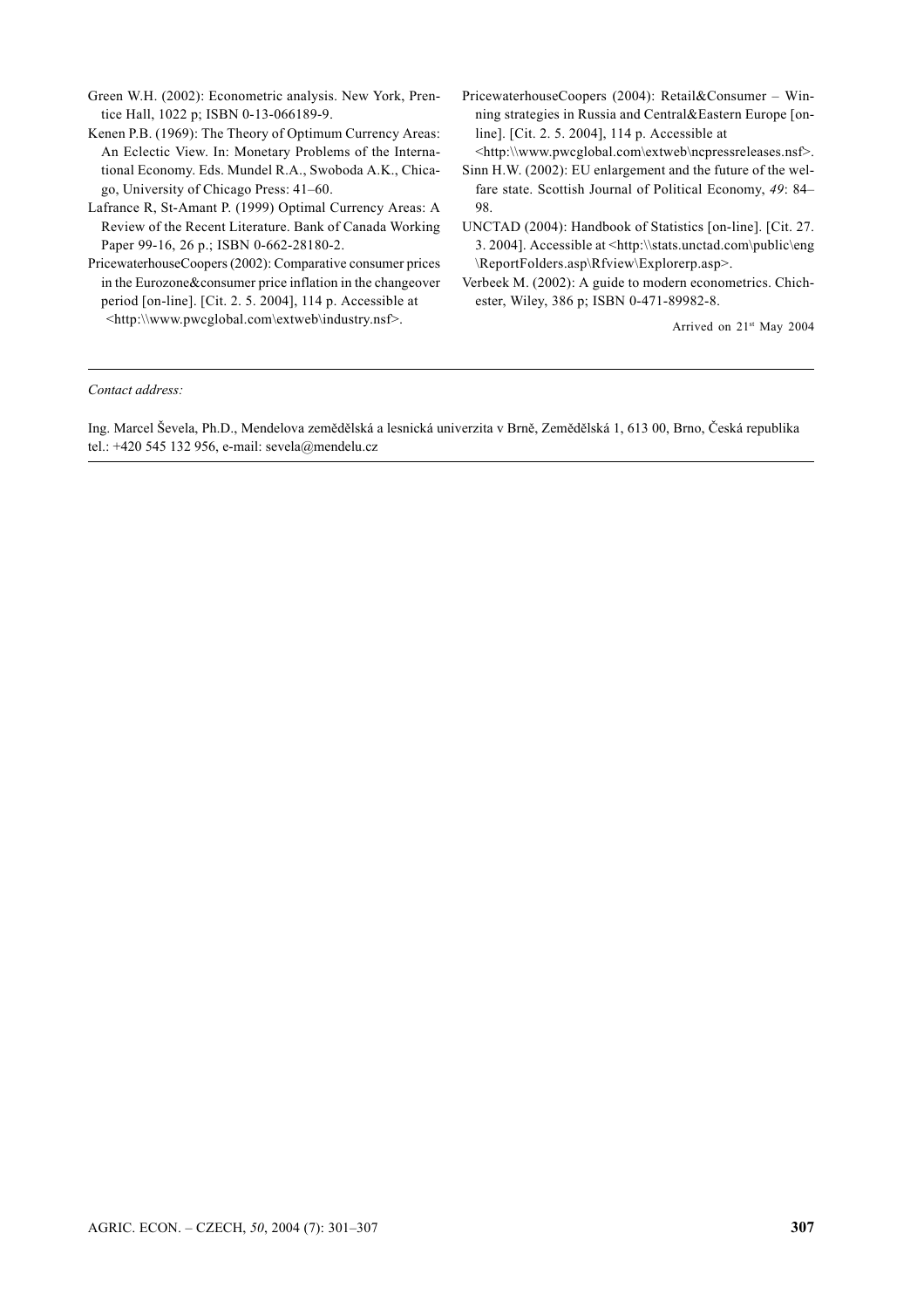Green W.H. (2002): Econometric analysis. New York, Prentice Hall, 1022 p; ISBN 0-13-066189-9.

Kenen P.B. (1969): The Theory of Optimum Currency Areas: An Eclectic View. In: Monetary Problems of the International Economy. Eds. Mundel R.A., Swoboda A.K., Chicago, University of Chicago Press: 41–60.

Lafrance R, St-Amant P. (1999) Optimal Currency Areas: A Review of the Recent Literature. Bank of Canada Working Paper 99-16, 26 p.; ISBN 0-662-28180-2.

PricewaterhouseCoopers (2002): Comparative consumer prices in the Eurozone&consumer price inflation in the changeover period [on-line]. [Cit. 2. 5. 2004], 114 p. Accessible at <http:\\www.pwcglobal.com\extweb\industry.nsf>.

PricewaterhouseCoopers (2004): Retail&Consumer – Winning strategies in Russia and Central&Eastern Europe [on-line]. [Cit. 2. 5. 2004], 114 p. Accessible at <http:\\www.pwcglobal.com\extweb\ncpressreleases.nsf>.

Sinn H.W. (2002): EU enlargement and the future of the welfare state. Scottish Journal of Political Economy, *49*: 84–98.

UNCTAD (2004): Handbook of Statistics [on-line]. [Cit. 27. 3. 2004]. Accessible at <http:\\stats.unctad.com\public\eng\ReportFolders.asp\Rfview\Explorerp.asp>.

Verbeek M. (2002): A guide to modern econometrics. Chichester, Wiley, 386 p; ISBN 0-471-89982-8.

Arrived on 21st May 2004

*Contact address:*

Ing. Marcel Ševela, Ph.D., Mendelova zemědělská a lesnická univerzita v Brně, Zemědělská 1, 613 00, Brno, Česká republika
tel.: +420 545 132 956, e-mail: sevela@mendelu.cz